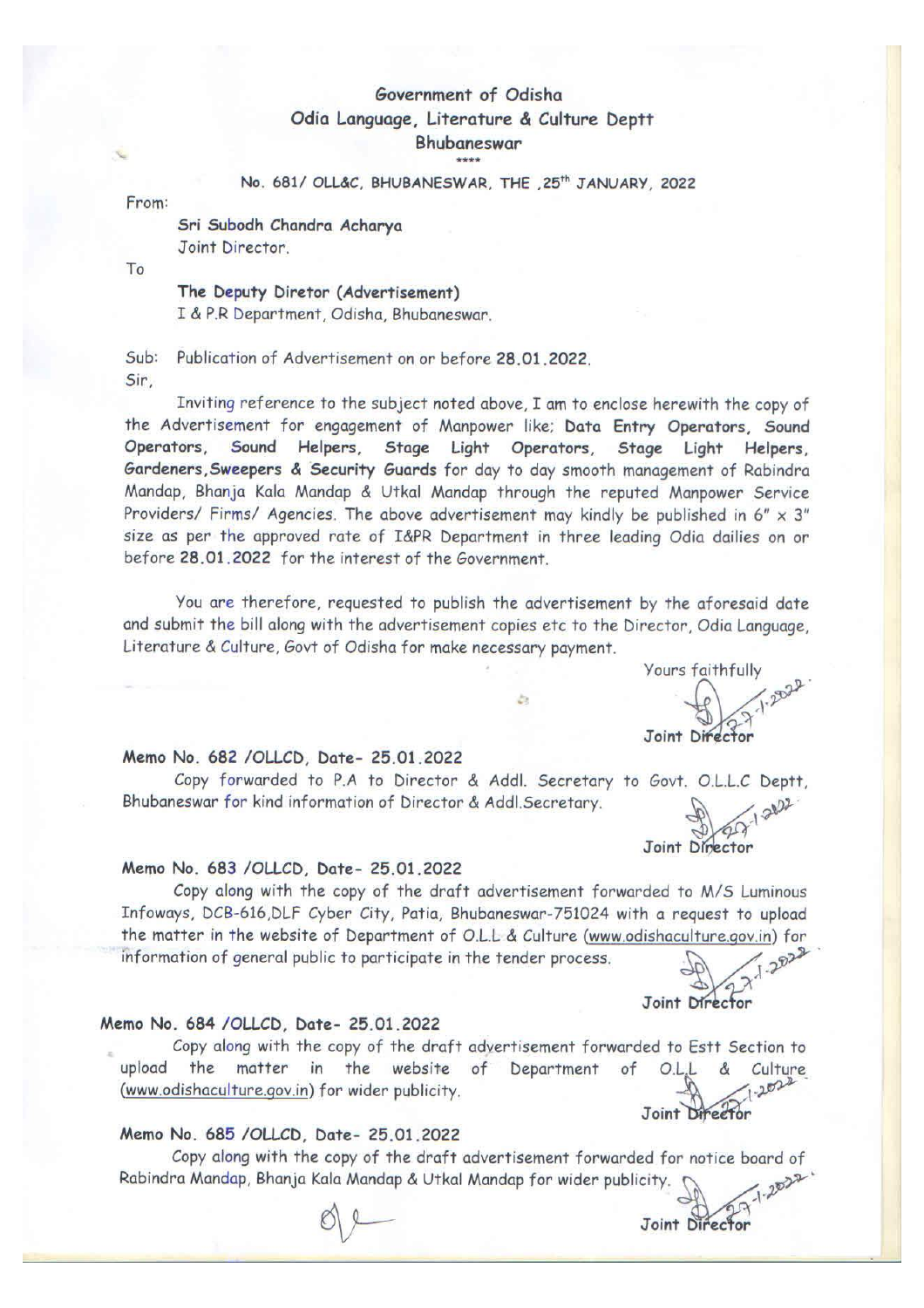# Government of Odisha
## Odia Language, Literature & Culture Deptt
### Bhubaneswar

\*\*\*\*

No. 681/ OLL&C, BHUBANESWAR, THE ,25th JANUARY, 2022

From:

**Sri Subodh Chandra Acharya**
Joint Director.

To

**The Deputy Diretor (Advertisement)**
I & P.R Department, Odisha, Bhubaneswar.

Sub: Publication of Advertisement on or before **28.01.2022**.

Sir,

Inviting reference to the subject noted above, I am to enclose herewith the copy of the Advertisement for engagement of Manpower like; **Data Entry Operators, Sound Operators, Sound Helpers, Stage Light Operators, Stage Light Helpers, Gardeners, Sweepers & Security Guards** for day to day smooth management of Rabindra Mandap, Bhanja Kala Mandap & Utkal Mandap through the reputed Manpower Service Providers/ Firms/ Agencies. The above advertisement may kindly be published in 6" x 3" size as per the approved rate of I&PR Department in three leading Odia dailies on or before **28.01.2022** for the interest of the Government.

You are therefore, requested to publish the advertisement by the aforesaid date and submit the bill along with the advertisement copies etc to the Director, Odia Language, Literature & Culture, Govt of Odisha for make necessary payment.

Yours faithfully

27-1-2022

**Joint Director**

**Memo No. 682 /OLLCD, Date- 25.01.2022**

Copy forwarded to P.A to Director & Addl. Secretary to Govt. O.L.L.C Deptt, Bhubaneswar for kind information of Director & Addl.Secretary.

27-1-2022

**Joint Director**

**Memo No. 683 /OLLCD, Date- 25.01.2022**

Copy along with the copy of the draft advertisement forwarded to M/S Luminous Infoways, DCB-616,DLF Cyber City, Patia, Bhubaneswar-751024 with a request to upload the matter in the website of Department of O.L.L & Culture (www.odishaculture.gov.in) for information of general public to participate in the tender process.

27-1-2022

**Joint Director**

**Memo No. 684 /OLLCD, Date- 25.01.2022**

Copy along with the copy of the draft advertisement forwarded to Estt Section to upload the matter in the website of Department of O.L.L & Culture (www.odishaculture.gov.in) for wider publicity.

27-1-2022

**Joint Director**

**Memo No. 685 /OLLCD, Date- 25.01.2022**

Copy along with the copy of the draft advertisement forwarded for notice board of Rabindra Mandap, Bhanja Kala Mandap & Utkal Mandap for wider publicity.

27-1-2022

**Joint Director**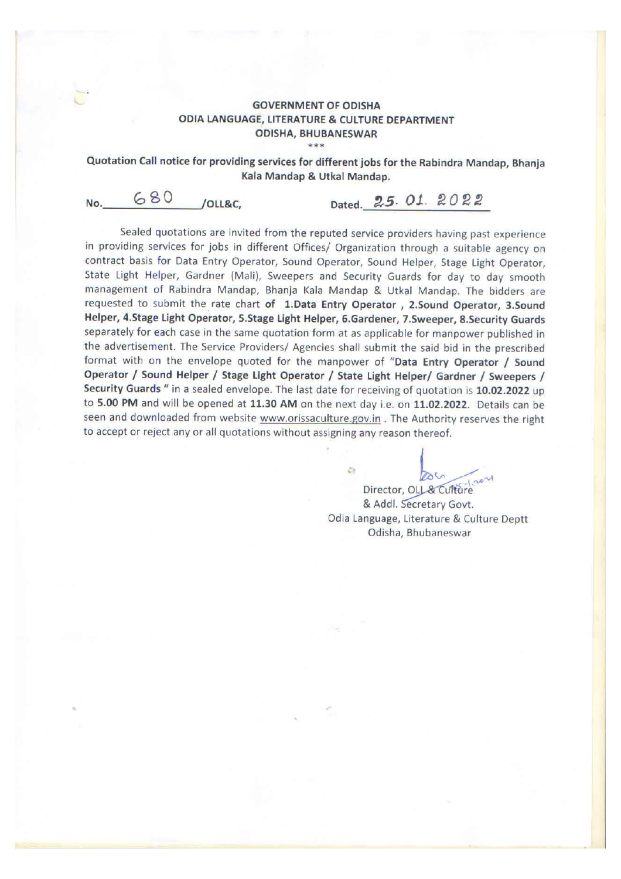**GOVERNMENT OF ODISHA**
**ODIA LANGUAGE, LITERATURE & CULTURE DEPARTMENT**
**ODISHA, BHUBANESWAR**
\*\*\*

**Quotation Call notice for providing services for different jobs for the Rabindra Mandap, Bhanja Kala Mandap & Utkal Mandap.**

No. 680 /OLL&C, Dated. 25. 01. 2022

Sealed quotations are invited from the reputed service providers having past experience in providing services for jobs in different Offices/ Organization through a suitable agency on contract basis for Data Entry Operator, Sound Operator, Sound Helper, Stage Light Operator, State Light Helper, Gardner (Mali), Sweepers and Security Guards for day to day smooth management of Rabindra Mandap, Bhanja Kala Mandap & Utkal Mandap. The bidders are requested to submit the rate chart **of 1.Data Entry Operator , 2.Sound Operator, 3.Sound Helper, 4.Stage Light Operator, 5.Stage Light Helper, 6.Gardener, 7.Sweeper, 8.Security Guards** separately for each case in the same quotation form at as applicable for manpower published in the advertisement. The Service Providers/ Agencies shall submit the said bid in the prescribed format with on the envelope quoted for the manpower of "**Data Entry Operator / Sound Operator / Sound Helper / Stage Light Operator / State Light Helper/ Gardner / Sweepers / Security Guards** " in a sealed envelope. The last date for receiving of quotation is **10.02.2022** up to **5.00 PM** and will be opened at **11.30 AM** on the next day i.e. on **11.02.2022**. Details can be seen and downloaded from website www.orissaculture.gov.in . The Authority reserves the right to accept or reject any or all quotations without assigning any reason thereof.

Director, OLL & Culture
& Addl. Secretary Govt.
Odia Language, Literature & Culture Deptt
Odisha, Bhubaneswar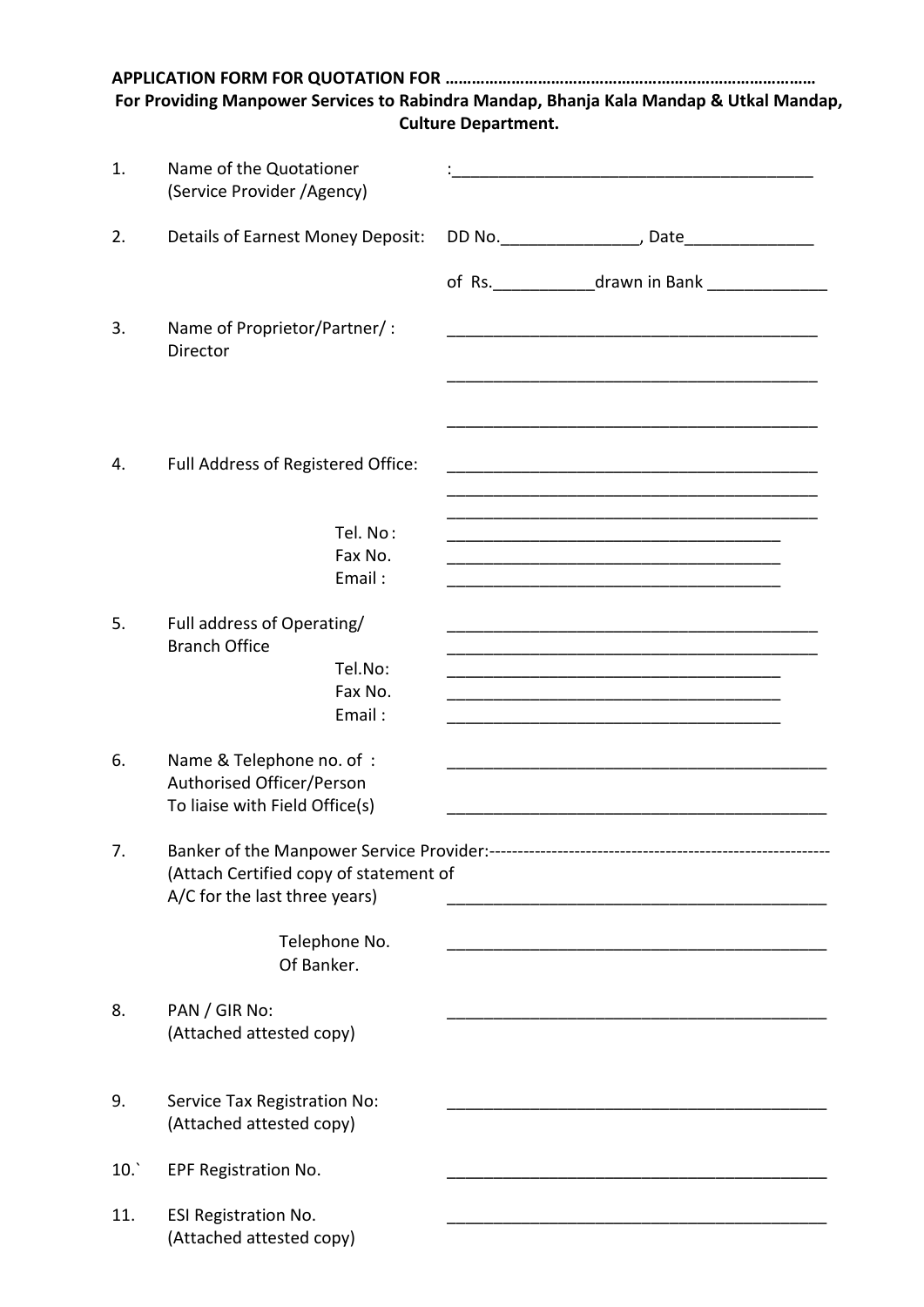**APPLICATION FORM FOR QUOTATION FOR ………………………………………………………………………**

**For Providing Manpower Services to Rabindra Mandap, Bhanja Kala Mandap & Utkal Mandap, Culture Department.**

1. Name of the Quotationer (Service Provider /Agency) :________________________________________

2. Details of Earnest Money Deposit: DD No._______________, Date______________

   of Rs.___________drawn in Bank _____________

3. Name of Proprietor/Partner/ : Director ___________________________________________

   ___________________________________________

   ___________________________________________

4. Full Address of Registered Office: ___________________________________________

   ___________________________________________

   ___________________________________________

   Tel. No: _______________________________________

   Fax No. _______________________________________

   Email : _______________________________________

5. Full address of Operating/ Branch Office ___________________________________________

   ___________________________________________

   Tel.No: _______________________________________

   Fax No. _______________________________________

   Email : _______________________________________

6. Name & Telephone no. of : Authorised Officer/Person To liaise with Field Office(s) ___________________________________________

   ___________________________________________

7. Banker of the Manpower Service Provider:----------------------------------------------------------- (Attach Certified copy of statement of A/C for the last three years) ___________________________________________

   Telephone No. Of Banker. ___________________________________________

8. PAN / GIR No: (Attached attested copy) ___________________________________________

9. Service Tax Registration No: (Attached attested copy) ___________________________________________

10.` EPF Registration No. ___________________________________________

11. ESI Registration No. (Attached attested copy) ___________________________________________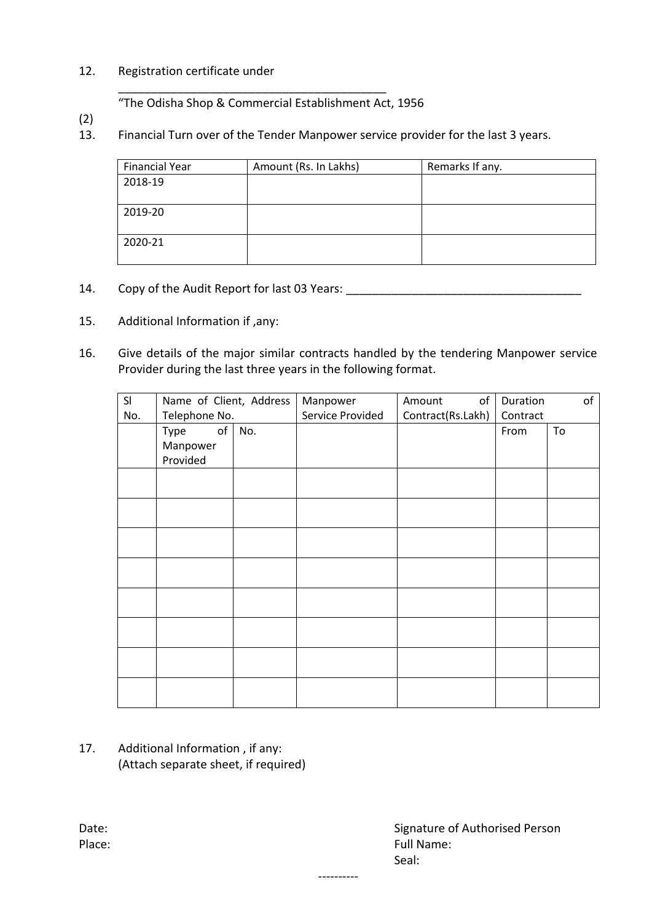12. Registration certificate under
    ________________________________________
    "The Odisha Shop & Commercial Establishment Act, 1956

(2)

13. Financial Turn over of the Tender Manpower service provider for the last 3 years.

| Financial Year | Amount (Rs. In Lakhs) | Remarks If any. |
|---|---|---|
| 2018-19 | | |
| 2019-20 | | |
| 2020-21 | | |

14. Copy of the Audit Report for last 03 Years: ____________________________________

15. Additional Information if ,any:

16. Give details of the major similar contracts handled by the tendering Manpower service Provider during the last three years in the following format.

| Sl No. | Name of Client, Address Telephone No. | | Manpower Service Provided | Amount of Contract(Rs.Lakh) | Duration of Contract | |
|---|---|---|---|---|---|---|
| | Type of Manpower Provided | No. | | | From | To |
| | | | | | | |
| | | | | | | |
| | | | | | | |
| | | | | | | |
| | | | | | | |
| | | | | | | |
| | | | | | | |
| | | | | | | |

17. Additional Information , if any:
    (Attach separate sheet, if required)

Date:
Place:

Signature of Authorised Person
Full Name:
Seal:

----------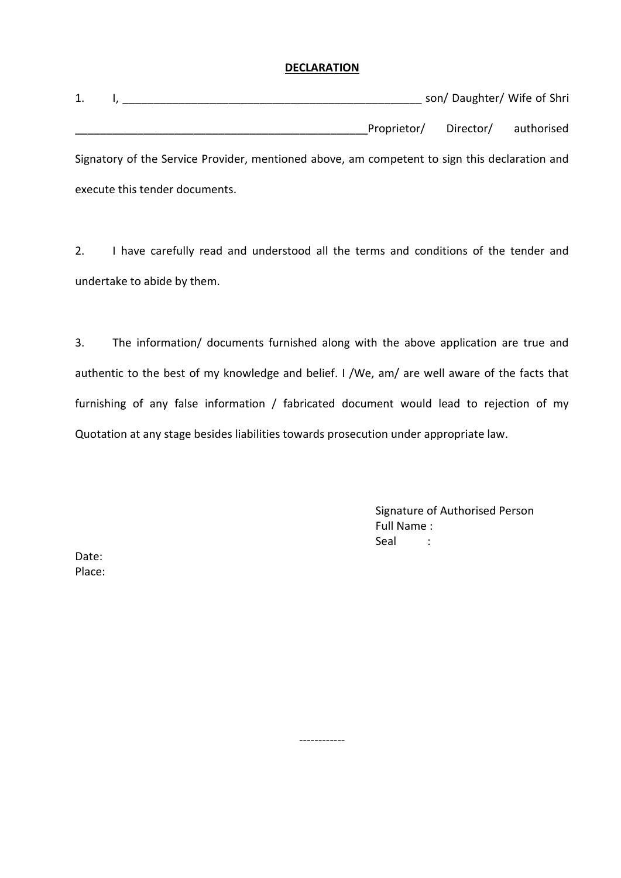**DECLARATION**

1. I, __________________________________________________ son/ Daughter/ Wife of Shri __________________________________________________Proprietor/ Director/ authorised Signatory of the Service Provider, mentioned above, am competent to sign this declaration and execute this tender documents.

2. I have carefully read and understood all the terms and conditions of the tender and undertake to abide by them.

3. The information/ documents furnished along with the above application are true and authentic to the best of my knowledge and belief. I /We, am/ are well aware of the facts that furnishing of any false information / fabricated document would lead to rejection of my Quotation at any stage besides liabilities towards prosecution under appropriate law.

Signature of Authorised Person
Full Name :
Seal :

Date:
Place:

------------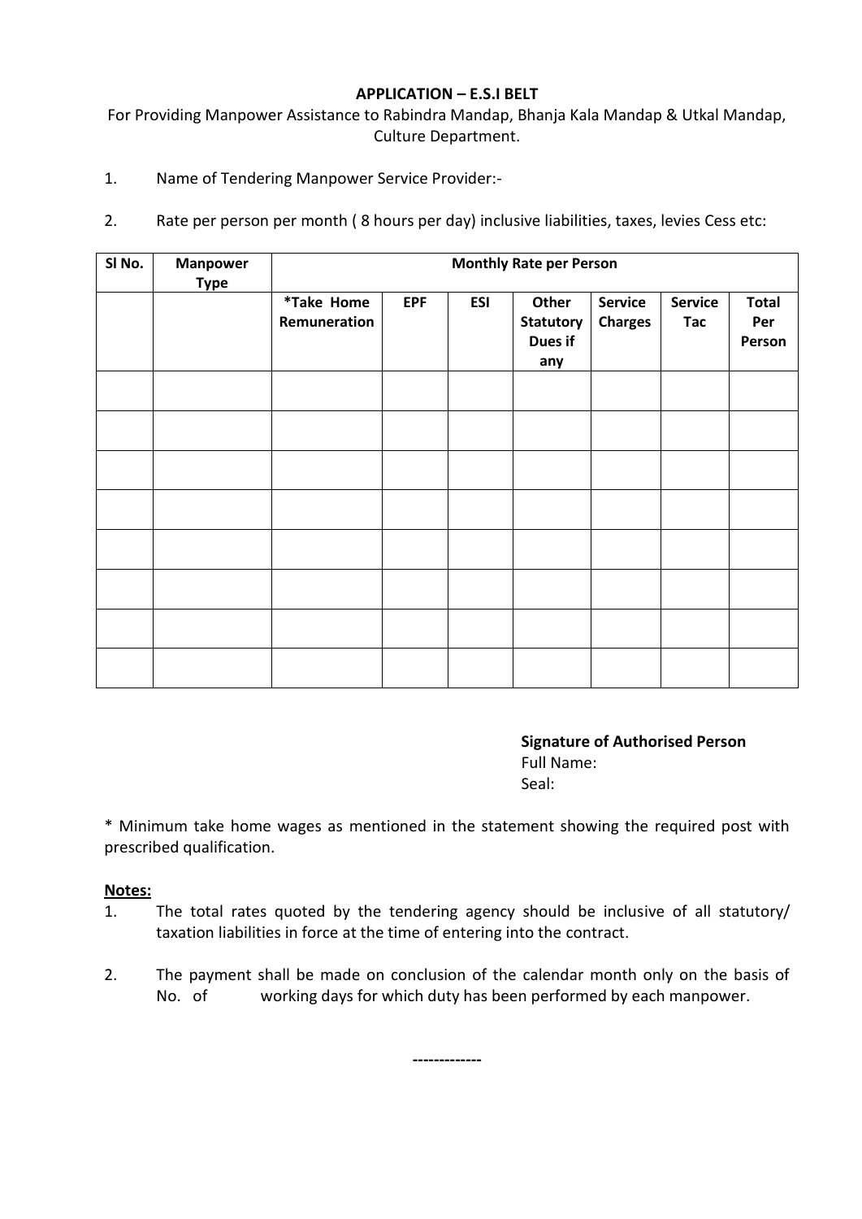**APPLICATION – E.S.I BELT**

For Providing Manpower Assistance to Rabindra Mandap, Bhanja Kala Mandap & Utkal Mandap, Culture Department.

1. Name of Tendering Manpower Service Provider:-

2. Rate per person per month ( 8 hours per day) inclusive liabilities, taxes, levies Cess etc:

| Sl No. | Manpower Type | Monthly Rate per Person | | | | | | |
|---|---|---|---|---|---|---|---|---|
| | | *Take Home Remuneration | EPF | ESI | Other Statutory Dues if any | Service Charges | Service Tac | Total Per Person |
| | | | | | | | | |
| | | | | | | | | |
| | | | | | | | | |
| | | | | | | | | |
| | | | | | | | | |
| | | | | | | | | |
| | | | | | | | | |
| | | | | | | | | |

**Signature of Authorised Person**
Full Name:
Seal:

* Minimum take home wages as mentioned in the statement showing the required post with prescribed qualification.

**Notes:**

1. The total rates quoted by the tendering agency should be inclusive of all statutory/ taxation liabilities in force at the time of entering into the contract.

2. The payment shall be made on conclusion of the calendar month only on the basis of No. of working days for which duty has been performed by each manpower.

-------------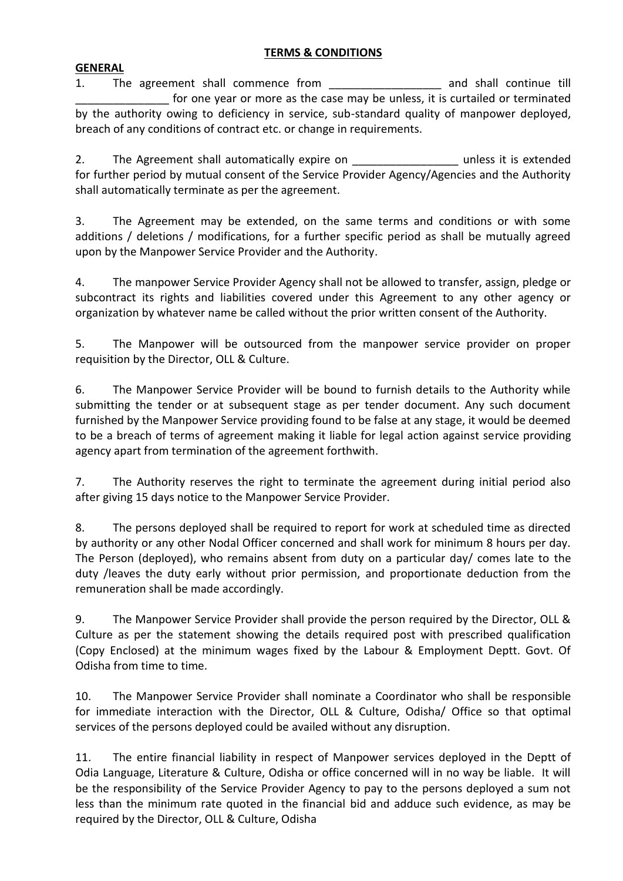**TERMS & CONDITIONS**

**GENERAL**

1. The agreement shall commence from __________________ and shall continue till _______________ for one year or more as the case may be unless, it is curtailed or terminated by the authority owing to deficiency in service, sub-standard quality of manpower deployed, breach of any conditions of contract etc. or change in requirements.

2. The Agreement shall automatically expire on _________________ unless it is extended for further period by mutual consent of the Service Provider Agency/Agencies and the Authority shall automatically terminate as per the agreement.

3. The Agreement may be extended, on the same terms and conditions or with some additions / deletions / modifications, for a further specific period as shall be mutually agreed upon by the Manpower Service Provider and the Authority.

4. The manpower Service Provider Agency shall not be allowed to transfer, assign, pledge or subcontract its rights and liabilities covered under this Agreement to any other agency or organization by whatever name be called without the prior written consent of the Authority.

5. The Manpower will be outsourced from the manpower service provider on proper requisition by the Director, OLL & Culture.

6. The Manpower Service Provider will be bound to furnish details to the Authority while submitting the tender or at subsequent stage as per tender document. Any such document furnished by the Manpower Service providing found to be false at any stage, it would be deemed to be a breach of terms of agreement making it liable for legal action against service providing agency apart from termination of the agreement forthwith.

7. The Authority reserves the right to terminate the agreement during initial period also after giving 15 days notice to the Manpower Service Provider.

8. The persons deployed shall be required to report for work at scheduled time as directed by authority or any other Nodal Officer concerned and shall work for minimum 8 hours per day. The Person (deployed), who remains absent from duty on a particular day/ comes late to the duty /leaves the duty early without prior permission, and proportionate deduction from the remuneration shall be made accordingly.

9. The Manpower Service Provider shall provide the person required by the Director, OLL & Culture as per the statement showing the details required post with prescribed qualification (Copy Enclosed) at the minimum wages fixed by the Labour & Employment Deptt. Govt. Of Odisha from time to time.

10. The Manpower Service Provider shall nominate a Coordinator who shall be responsible for immediate interaction with the Director, OLL & Culture, Odisha/ Office so that optimal services of the persons deployed could be availed without any disruption.

11. The entire financial liability in respect of Manpower services deployed in the Deptt of Odia Language, Literature & Culture, Odisha or office concerned will in no way be liable. It will be the responsibility of the Service Provider Agency to pay to the persons deployed a sum not less than the minimum rate quoted in the financial bid and adduce such evidence, as may be required by the Director, OLL & Culture, Odisha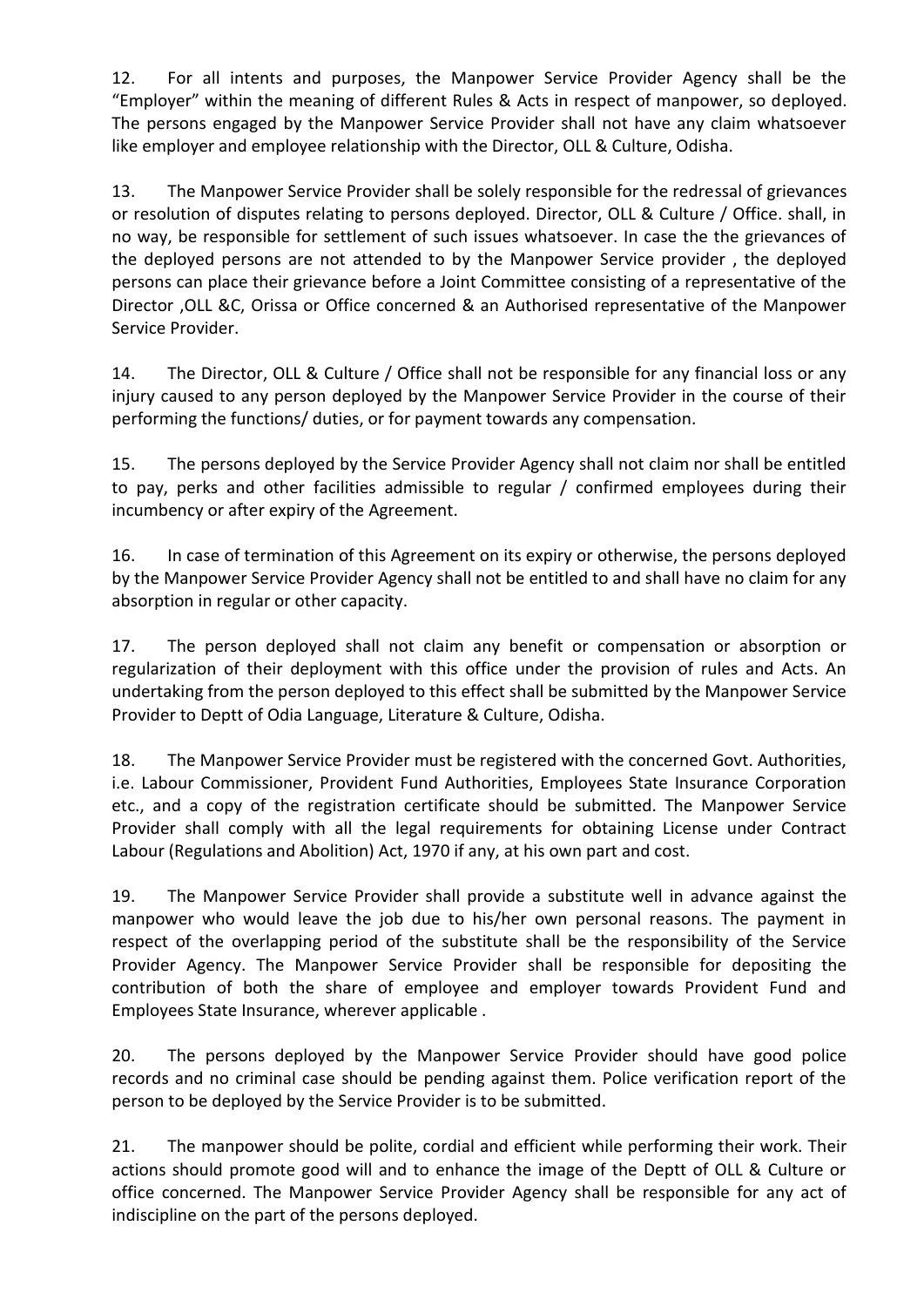12. For all intents and purposes, the Manpower Service Provider Agency shall be the "Employer" within the meaning of different Rules & Acts in respect of manpower, so deployed. The persons engaged by the Manpower Service Provider shall not have any claim whatsoever like employer and employee relationship with the Director, OLL & Culture, Odisha.

13. The Manpower Service Provider shall be solely responsible for the redressal of grievances or resolution of disputes relating to persons deployed. Director, OLL & Culture / Office. shall, in no way, be responsible for settlement of such issues whatsoever. In case the the grievances of the deployed persons are not attended to by the Manpower Service provider , the deployed persons can place their grievance before a Joint Committee consisting of a representative of the Director ,OLL &C, Orissa or Office concerned & an Authorised representative of the Manpower Service Provider.

14. The Director, OLL & Culture / Office shall not be responsible for any financial loss or any injury caused to any person deployed by the Manpower Service Provider in the course of their performing the functions/ duties, or for payment towards any compensation.

15. The persons deployed by the Service Provider Agency shall not claim nor shall be entitled to pay, perks and other facilities admissible to regular / confirmed employees during their incumbency or after expiry of the Agreement.

16. In case of termination of this Agreement on its expiry or otherwise, the persons deployed by the Manpower Service Provider Agency shall not be entitled to and shall have no claim for any absorption in regular or other capacity.

17. The person deployed shall not claim any benefit or compensation or absorption or regularization of their deployment with this office under the provision of rules and Acts. An undertaking from the person deployed to this effect shall be submitted by the Manpower Service Provider to Deptt of Odia Language, Literature & Culture, Odisha.

18. The Manpower Service Provider must be registered with the concerned Govt. Authorities, i.e. Labour Commissioner, Provident Fund Authorities, Employees State Insurance Corporation etc., and a copy of the registration certificate should be submitted. The Manpower Service Provider shall comply with all the legal requirements for obtaining License under Contract Labour (Regulations and Abolition) Act, 1970 if any, at his own part and cost.

19. The Manpower Service Provider shall provide a substitute well in advance against the manpower who would leave the job due to his/her own personal reasons. The payment in respect of the overlapping period of the substitute shall be the responsibility of the Service Provider Agency. The Manpower Service Provider shall be responsible for depositing the contribution of both the share of employee and employer towards Provident Fund and Employees State Insurance, wherever applicable .

20. The persons deployed by the Manpower Service Provider should have good police records and no criminal case should be pending against them. Police verification report of the person to be deployed by the Service Provider is to be submitted.

21. The manpower should be polite, cordial and efficient while performing their work. Their actions should promote good will and to enhance the image of the Deptt of OLL & Culture or office concerned. The Manpower Service Provider Agency shall be responsible for any act of indiscipline on the part of the persons deployed.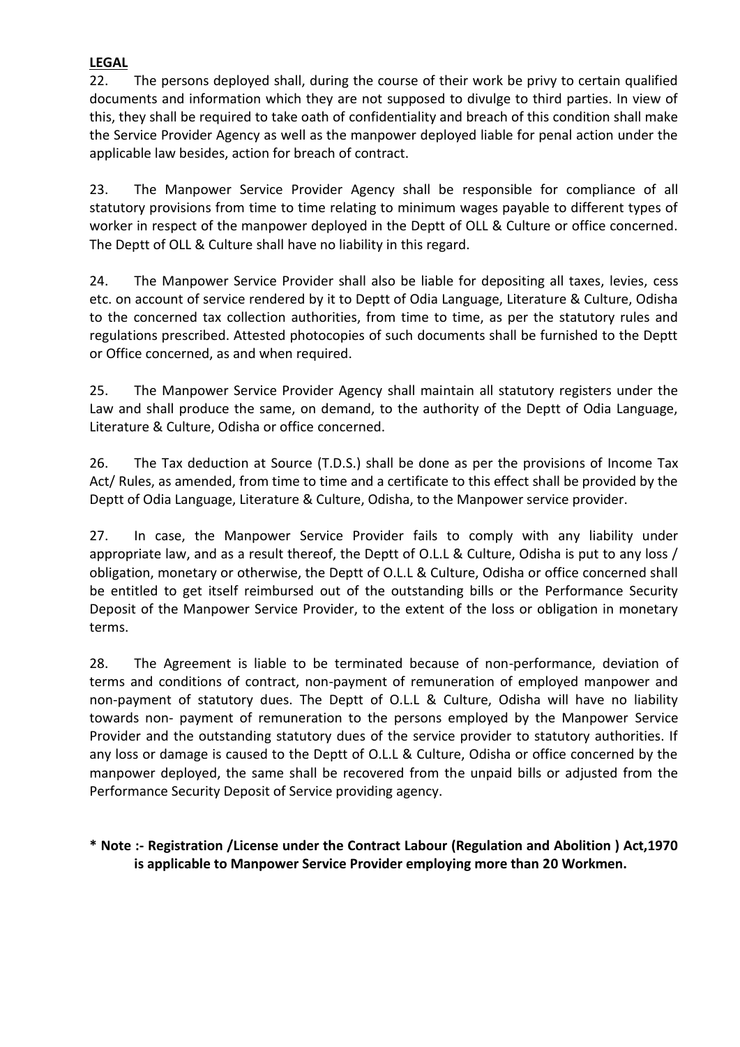**LEGAL**

22. The persons deployed shall, during the course of their work be privy to certain qualified documents and information which they are not supposed to divulge to third parties. In view of this, they shall be required to take oath of confidentiality and breach of this condition shall make the Service Provider Agency as well as the manpower deployed liable for penal action under the applicable law besides, action for breach of contract.

23. The Manpower Service Provider Agency shall be responsible for compliance of all statutory provisions from time to time relating to minimum wages payable to different types of worker in respect of the manpower deployed in the Deptt of OLL & Culture or office concerned. The Deptt of OLL & Culture shall have no liability in this regard.

24. The Manpower Service Provider shall also be liable for depositing all taxes, levies, cess etc. on account of service rendered by it to Deptt of Odia Language, Literature & Culture, Odisha to the concerned tax collection authorities, from time to time, as per the statutory rules and regulations prescribed. Attested photocopies of such documents shall be furnished to the Deptt or Office concerned, as and when required.

25. The Manpower Service Provider Agency shall maintain all statutory registers under the Law and shall produce the same, on demand, to the authority of the Deptt of Odia Language, Literature & Culture, Odisha or office concerned.

26. The Tax deduction at Source (T.D.S.) shall be done as per the provisions of Income Tax Act/ Rules, as amended, from time to time and a certificate to this effect shall be provided by the Deptt of Odia Language, Literature & Culture, Odisha, to the Manpower service provider.

27. In case, the Manpower Service Provider fails to comply with any liability under appropriate law, and as a result thereof, the Deptt of O.L.L & Culture, Odisha is put to any loss / obligation, monetary or otherwise, the Deptt of O.L.L & Culture, Odisha or office concerned shall be entitled to get itself reimbursed out of the outstanding bills or the Performance Security Deposit of the Manpower Service Provider, to the extent of the loss or obligation in monetary terms.

28. The Agreement is liable to be terminated because of non-performance, deviation of terms and conditions of contract, non-payment of remuneration of employed manpower and non-payment of statutory dues. The Deptt of O.L.L & Culture, Odisha will have no liability towards non- payment of remuneration to the persons employed by the Manpower Service Provider and the outstanding statutory dues of the service provider to statutory authorities. If any loss or damage is caused to the Deptt of O.L.L & Culture, Odisha or office concerned by the manpower deployed, the same shall be recovered from the unpaid bills or adjusted from the Performance Security Deposit of Service providing agency.

**\* Note :- Registration /License under the Contract Labour (Regulation and Abolition ) Act,1970 is applicable to Manpower Service Provider employing more than 20 Workmen.**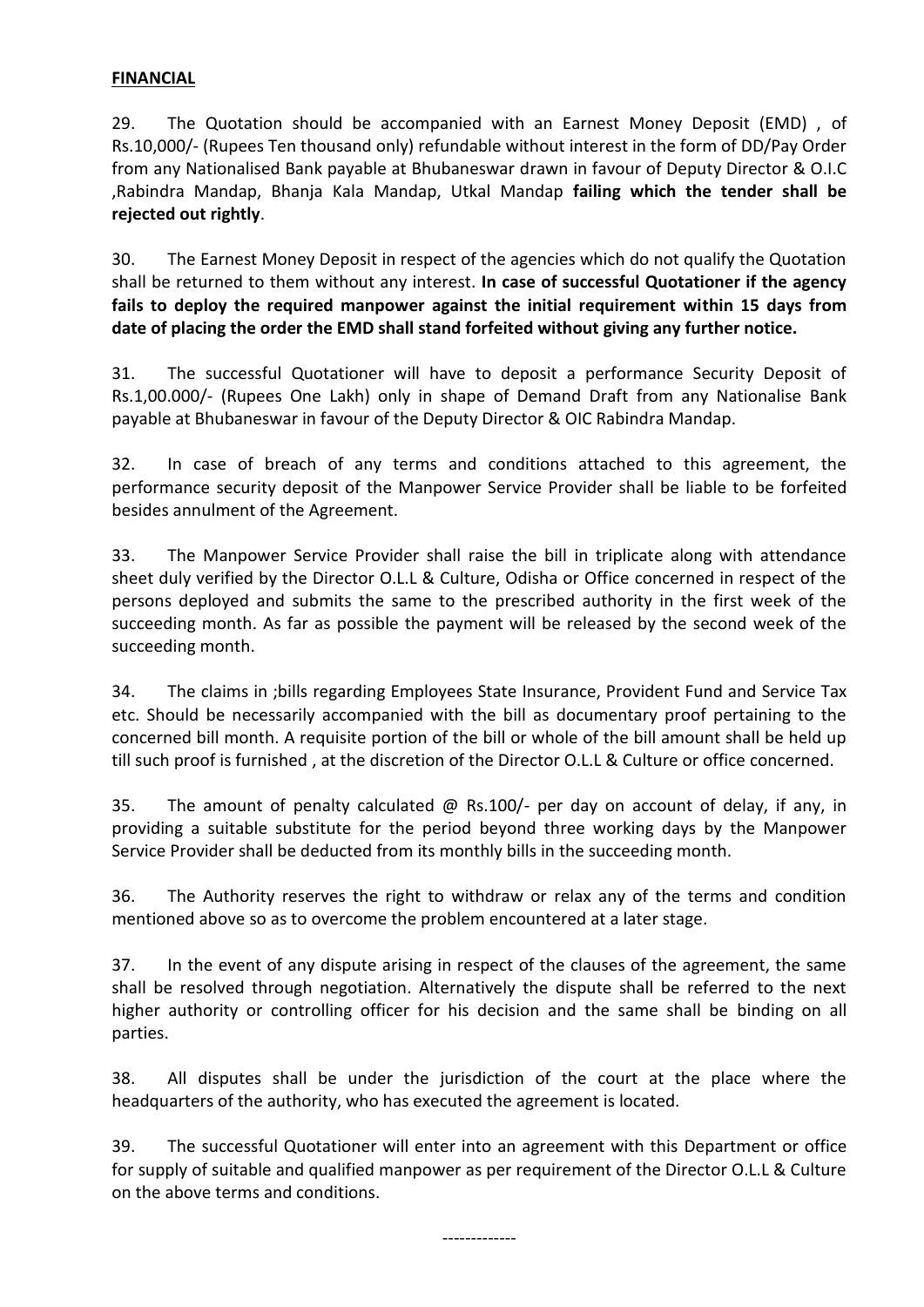**FINANCIAL**

29. The Quotation should be accompanied with an Earnest Money Deposit (EMD) , of Rs.10,000/- (Rupees Ten thousand only) refundable without interest in the form of DD/Pay Order from any Nationalised Bank payable at Bhubaneswar drawn in favour of Deputy Director & O.I.C ,Rabindra Mandap, Bhanja Kala Mandap, Utkal Mandap **failing which the tender shall be rejected out rightly**.

30. The Earnest Money Deposit in respect of the agencies which do not qualify the Quotation shall be returned to them without any interest. **In case of successful Quotationer if the agency fails to deploy the required manpower against the initial requirement within 15 days from date of placing the order the EMD shall stand forfeited without giving any further notice.**

31. The successful Quotationer will have to deposit a performance Security Deposit of Rs.1,00.000/- (Rupees One Lakh) only in shape of Demand Draft from any Nationalise Bank payable at Bhubaneswar in favour of the Deputy Director & OIC Rabindra Mandap.

32. In case of breach of any terms and conditions attached to this agreement, the performance security deposit of the Manpower Service Provider shall be liable to be forfeited besides annulment of the Agreement.

33. The Manpower Service Provider shall raise the bill in triplicate along with attendance sheet duly verified by the Director O.L.L & Culture, Odisha or Office concerned in respect of the persons deployed and submits the same to the prescribed authority in the first week of the succeeding month. As far as possible the payment will be released by the second week of the succeeding month.

34. The claims in ;bills regarding Employees State Insurance, Provident Fund and Service Tax etc. Should be necessarily accompanied with the bill as documentary proof pertaining to the concerned bill month. A requisite portion of the bill or whole of the bill amount shall be held up till such proof is furnished , at the discretion of the Director O.L.L & Culture or office concerned.

35. The amount of penalty calculated @ Rs.100/- per day on account of delay, if any, in providing a suitable substitute for the period beyond three working days by the Manpower Service Provider shall be deducted from its monthly bills in the succeeding month.

36. The Authority reserves the right to withdraw or relax any of the terms and condition mentioned above so as to overcome the problem encountered at a later stage.

37. In the event of any dispute arising in respect of the clauses of the agreement, the same shall be resolved through negotiation. Alternatively the dispute shall be referred to the next higher authority or controlling officer for his decision and the same shall be binding on all parties.

38. All disputes shall be under the jurisdiction of the court at the place where the headquarters of the authority, who has executed the agreement is located.

39. The successful Quotationer will enter into an agreement with this Department or office for supply of suitable and qualified manpower as per requirement of the Director O.L.L & Culture on the above terms and conditions.

-------------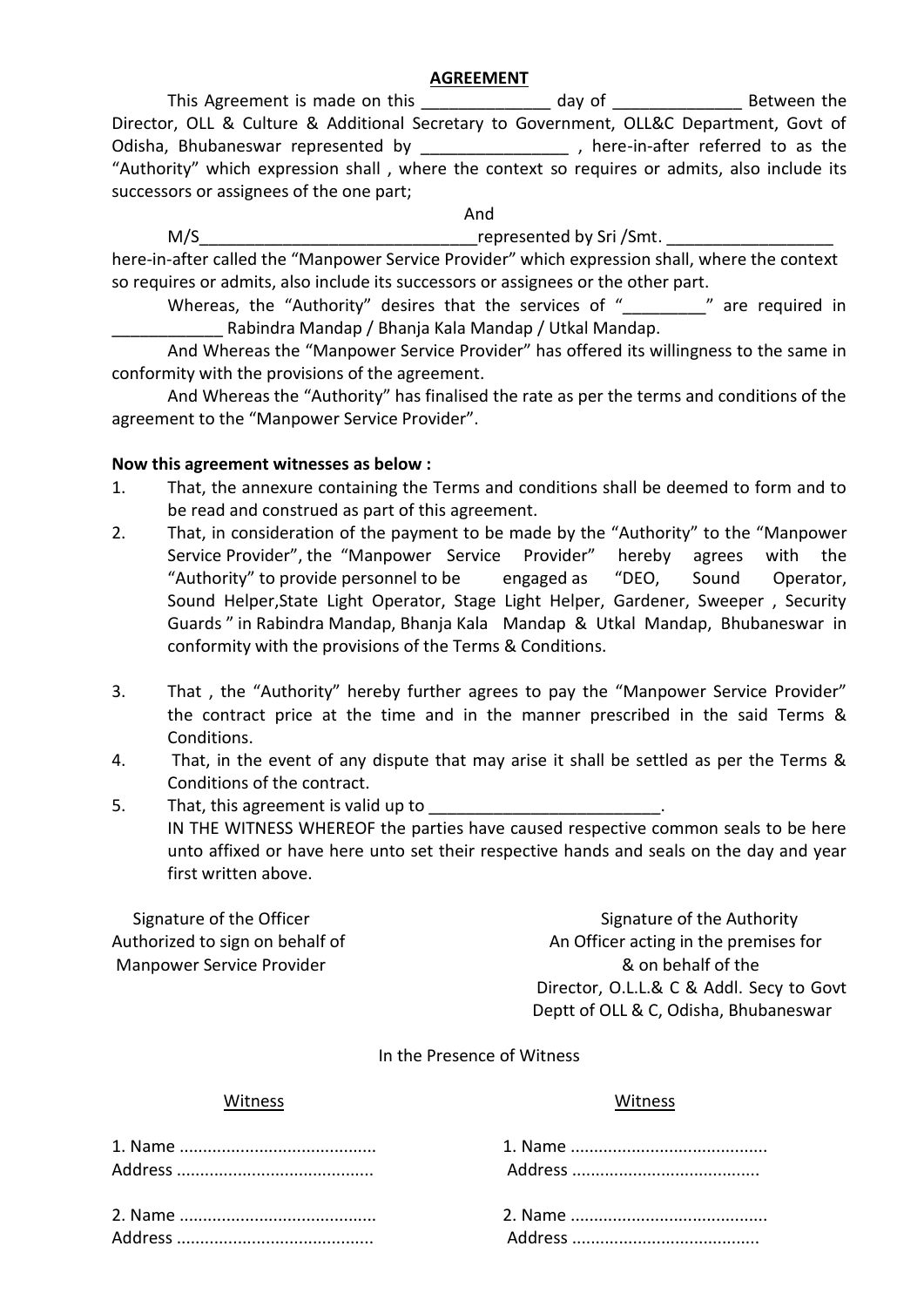**AGREEMENT**

This Agreement is made on this ______________ day of ______________ Between the Director, OLL & Culture & Additional Secretary to Government, OLL&C Department, Govt of Odisha, Bhubaneswar represented by ________________ , here-in-after referred to as the "Authority" which expression shall , where the context so requires or admits, also include its successors or assignees of the one part;

And

M/S______________________________represented by Sri /Smt. __________________ here-in-after called the "Manpower Service Provider" which expression shall, where the context so requires or admits, also include its successors or assignees or the other part.

Whereas, the "Authority" desires that the services of "_________" are required in ____________ Rabindra Mandap / Bhanja Kala Mandap / Utkal Mandap.

And Whereas the "Manpower Service Provider" has offered its willingness to the same in conformity with the provisions of the agreement.

And Whereas the "Authority" has finalised the rate as per the terms and conditions of the agreement to the "Manpower Service Provider".

**Now this agreement witnesses as below :**

1. That, the annexure containing the Terms and conditions shall be deemed to form and to be read and construed as part of this agreement.
2. That, in consideration of the payment to be made by the "Authority" to the "Manpower Service Provider", the "Manpower Service Provider" hereby agrees with the "Authority" to provide personnel to be engaged as "DEO, Sound Operator, Sound Helper,State Light Operator, Stage Light Helper, Gardener, Sweeper , Security Guards " in Rabindra Mandap, Bhanja Kala Mandap & Utkal Mandap, Bhubaneswar in conformity with the provisions of the Terms & Conditions.
3. That , the "Authority" hereby further agrees to pay the "Manpower Service Provider" the contract price at the time and in the manner prescribed in the said Terms & Conditions.
4. That, in the event of any dispute that may arise it shall be settled as per the Terms & Conditions of the contract.
5. That, this agreement is valid up to _________________________.

   IN THE WITNESS WHEREOF the parties have caused respective common seals to be here unto affixed or have here unto set their respective hands and seals on the day and year first written above.

Signature of the Officer
Authorized to sign on behalf of
Manpower Service Provider

Signature of the Authority
An Officer acting in the premises for
& on behalf of the
Director, O.L.L.& C & Addl. Secy to Govt
Deptt of OLL & C, Odisha, Bhubaneswar

In the Presence of Witness

| Witness | Witness |
|---|---|
| 1. Name .......................................... | 1. Name .......................................... |
| Address .......................................... | Address ........................................ |
| 2. Name .......................................... | 2. Name .......................................... |
| Address .......................................... | Address ........................................ |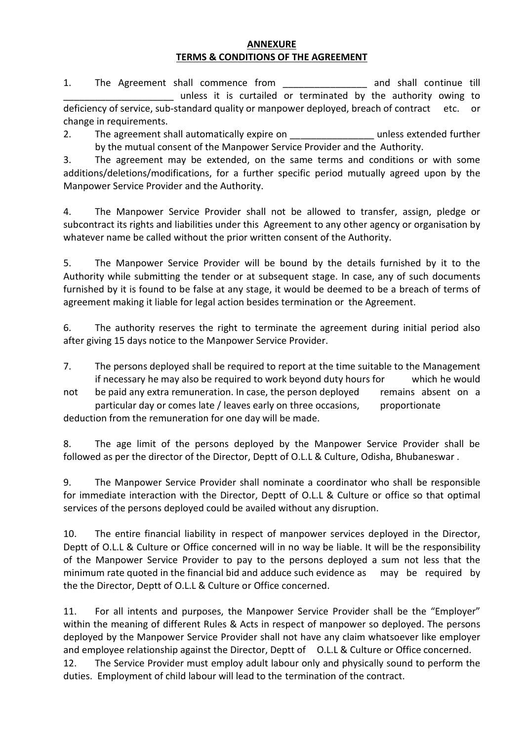**ANNEXURE**
**TERMS & CONDITIONS OF THE AGREEMENT**

1. The Agreement shall commence from ________________ and shall continue till _____________________ unless it is curtailed or terminated by the authority owing to deficiency of service, sub-standard quality or manpower deployed, breach of contract etc. or change in requirements.

2. The agreement shall automatically expire on ________________ unless extended further by the mutual consent of the Manpower Service Provider and the Authority.

3. The agreement may be extended, on the same terms and conditions or with some additions/deletions/modifications, for a further specific period mutually agreed upon by the Manpower Service Provider and the Authority.

4. The Manpower Service Provider shall not be allowed to transfer, assign, pledge or subcontract its rights and liabilities under this Agreement to any other agency or organisation by whatever name be called without the prior written consent of the Authority.

5. The Manpower Service Provider will be bound by the details furnished by it to the Authority while submitting the tender or at subsequent stage. In case, any of such documents furnished by it is found to be false at any stage, it would be deemed to be a breach of terms of agreement making it liable for legal action besides termination or the Agreement.

6. The authority reserves the right to terminate the agreement during initial period also after giving 15 days notice to the Manpower Service Provider.

7. The persons deployed shall be required to report at the time suitable to the Management if necessary he may also be required to work beyond duty hours for which he would not be paid any extra remuneration. In case, the person deployed remains absent on a particular day or comes late / leaves early on three occasions, proportionate deduction from the remuneration for one day will be made.

8. The age limit of the persons deployed by the Manpower Service Provider shall be followed as per the director of the Director, Deptt of O.L.L & Culture, Odisha, Bhubaneswar .

9. The Manpower Service Provider shall nominate a coordinator who shall be responsible for immediate interaction with the Director, Deptt of O.L.L & Culture or office so that optimal services of the persons deployed could be availed without any disruption.

10. The entire financial liability in respect of manpower services deployed in the Director, Deptt of O.L.L & Culture or Office concerned will in no way be liable. It will be the responsibility of the Manpower Service Provider to pay to the persons deployed a sum not less that the minimum rate quoted in the financial bid and adduce such evidence as may be required by the the Director, Deptt of O.L.L & Culture or Office concerned.

11. For all intents and purposes, the Manpower Service Provider shall be the "Employer" within the meaning of different Rules & Acts in respect of manpower so deployed. The persons deployed by the Manpower Service Provider shall not have any claim whatsoever like employer and employee relationship against the Director, Deptt of O.L.L & Culture or Office concerned.

12. The Service Provider must employ adult labour only and physically sound to perform the duties. Employment of child labour will lead to the termination of the contract.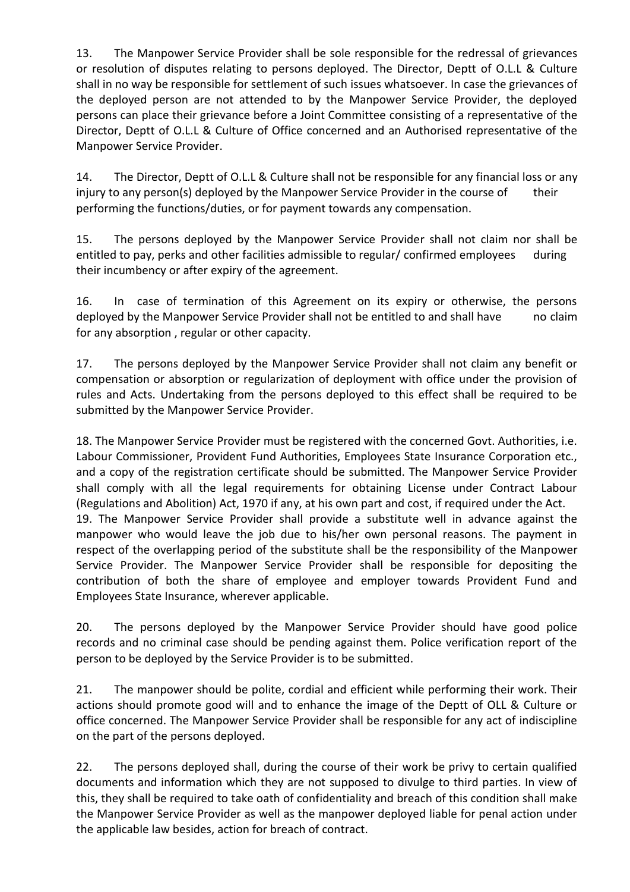13. The Manpower Service Provider shall be sole responsible for the redressal of grievances or resolution of disputes relating to persons deployed. The Director, Deptt of O.L.L & Culture shall in no way be responsible for settlement of such issues whatsoever. In case the grievances of the deployed person are not attended to by the Manpower Service Provider, the deployed persons can place their grievance before a Joint Committee consisting of a representative of the Director, Deptt of O.L.L & Culture of Office concerned and an Authorised representative of the Manpower Service Provider.

14. The Director, Deptt of O.L.L & Culture shall not be responsible for any financial loss or any injury to any person(s) deployed by the Manpower Service Provider in the course of their performing the functions/duties, or for payment towards any compensation.

15. The persons deployed by the Manpower Service Provider shall not claim nor shall be entitled to pay, perks and other facilities admissible to regular/ confirmed employees during their incumbency or after expiry of the agreement.

16. In case of termination of this Agreement on its expiry or otherwise, the persons deployed by the Manpower Service Provider shall not be entitled to and shall have no claim for any absorption , regular or other capacity.

17. The persons deployed by the Manpower Service Provider shall not claim any benefit or compensation or absorption or regularization of deployment with office under the provision of rules and Acts. Undertaking from the persons deployed to this effect shall be required to be submitted by the Manpower Service Provider.

18. The Manpower Service Provider must be registered with the concerned Govt. Authorities, i.e. Labour Commissioner, Provident Fund Authorities, Employees State Insurance Corporation etc., and a copy of the registration certificate should be submitted. The Manpower Service Provider shall comply with all the legal requirements for obtaining License under Contract Labour (Regulations and Abolition) Act, 1970 if any, at his own part and cost, if required under the Act.

19. The Manpower Service Provider shall provide a substitute well in advance against the manpower who would leave the job due to his/her own personal reasons. The payment in respect of the overlapping period of the substitute shall be the responsibility of the Manpower Service Provider. The Manpower Service Provider shall be responsible for depositing the contribution of both the share of employee and employer towards Provident Fund and Employees State Insurance, wherever applicable.

20. The persons deployed by the Manpower Service Provider should have good police records and no criminal case should be pending against them. Police verification report of the person to be deployed by the Service Provider is to be submitted.

21. The manpower should be polite, cordial and efficient while performing their work. Their actions should promote good will and to enhance the image of the Deptt of OLL & Culture or office concerned. The Manpower Service Provider shall be responsible for any act of indiscipline on the part of the persons deployed.

22. The persons deployed shall, during the course of their work be privy to certain qualified documents and information which they are not supposed to divulge to third parties. In view of this, they shall be required to take oath of confidentiality and breach of this condition shall make the Manpower Service Provider as well as the manpower deployed liable for penal action under the applicable law besides, action for breach of contract.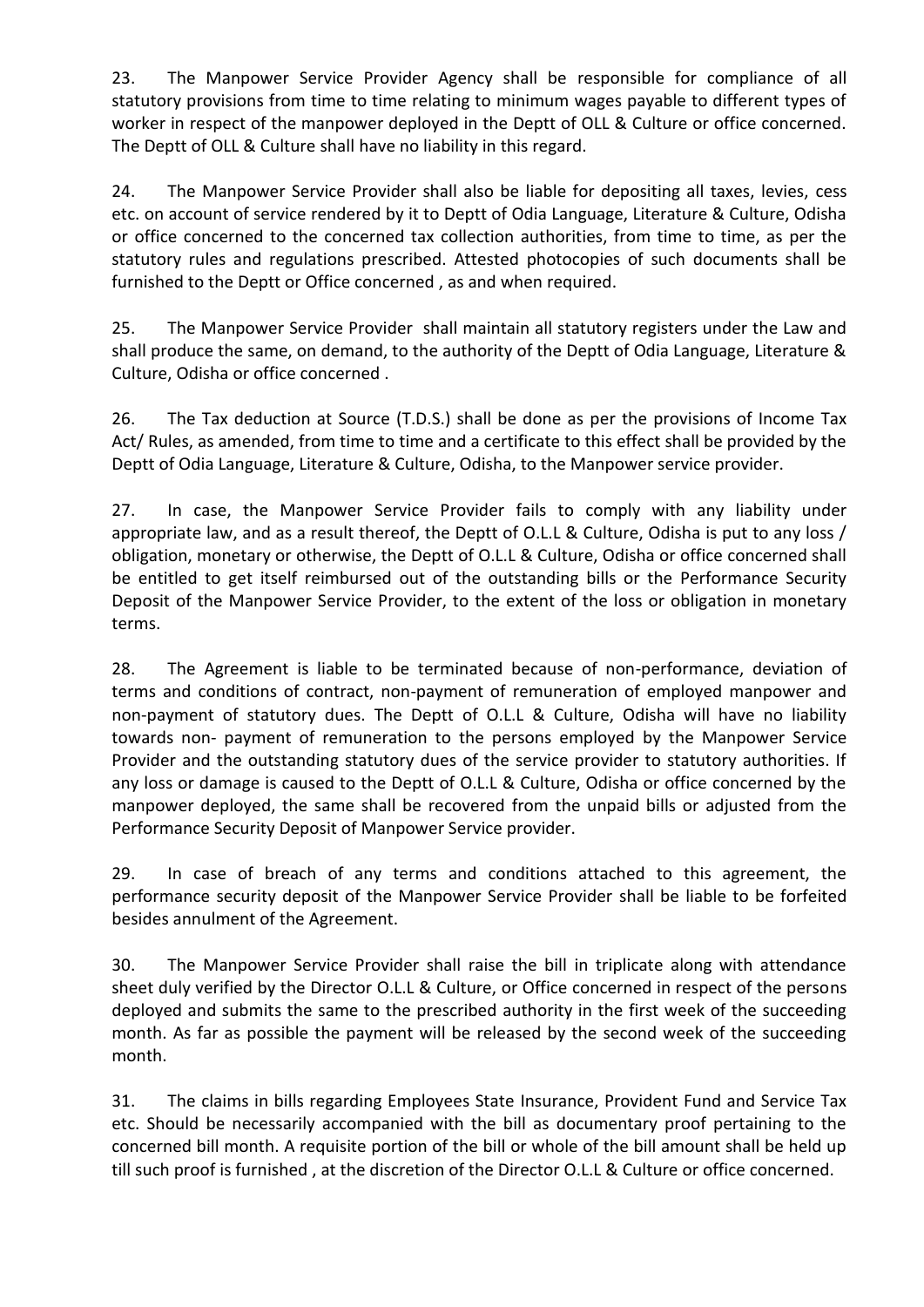23. The Manpower Service Provider Agency shall be responsible for compliance of all statutory provisions from time to time relating to minimum wages payable to different types of worker in respect of the manpower deployed in the Deptt of OLL & Culture or office concerned. The Deptt of OLL & Culture shall have no liability in this regard.

24. The Manpower Service Provider shall also be liable for depositing all taxes, levies, cess etc. on account of service rendered by it to Deptt of Odia Language, Literature & Culture, Odisha or office concerned to the concerned tax collection authorities, from time to time, as per the statutory rules and regulations prescribed. Attested photocopies of such documents shall be furnished to the Deptt or Office concerned , as and when required.

25. The Manpower Service Provider shall maintain all statutory registers under the Law and shall produce the same, on demand, to the authority of the Deptt of Odia Language, Literature & Culture, Odisha or office concerned .

26. The Tax deduction at Source (T.D.S.) shall be done as per the provisions of Income Tax Act/ Rules, as amended, from time to time and a certificate to this effect shall be provided by the Deptt of Odia Language, Literature & Culture, Odisha, to the Manpower service provider.

27. In case, the Manpower Service Provider fails to comply with any liability under appropriate law, and as a result thereof, the Deptt of O.L.L & Culture, Odisha is put to any loss / obligation, monetary or otherwise, the Deptt of O.L.L & Culture, Odisha or office concerned shall be entitled to get itself reimbursed out of the outstanding bills or the Performance Security Deposit of the Manpower Service Provider, to the extent of the loss or obligation in monetary terms.

28. The Agreement is liable to be terminated because of non-performance, deviation of terms and conditions of contract, non-payment of remuneration of employed manpower and non-payment of statutory dues. The Deptt of O.L.L & Culture, Odisha will have no liability towards non- payment of remuneration to the persons employed by the Manpower Service Provider and the outstanding statutory dues of the service provider to statutory authorities. If any loss or damage is caused to the Deptt of O.L.L & Culture, Odisha or office concerned by the manpower deployed, the same shall be recovered from the unpaid bills or adjusted from the Performance Security Deposit of Manpower Service provider.

29. In case of breach of any terms and conditions attached to this agreement, the performance security deposit of the Manpower Service Provider shall be liable to be forfeited besides annulment of the Agreement.

30. The Manpower Service Provider shall raise the bill in triplicate along with attendance sheet duly verified by the Director O.L.L & Culture, or Office concerned in respect of the persons deployed and submits the same to the prescribed authority in the first week of the succeeding month. As far as possible the payment will be released by the second week of the succeeding month.

31. The claims in bills regarding Employees State Insurance, Provident Fund and Service Tax etc. Should be necessarily accompanied with the bill as documentary proof pertaining to the concerned bill month. A requisite portion of the bill or whole of the bill amount shall be held up till such proof is furnished , at the discretion of the Director O.L.L & Culture or office concerned.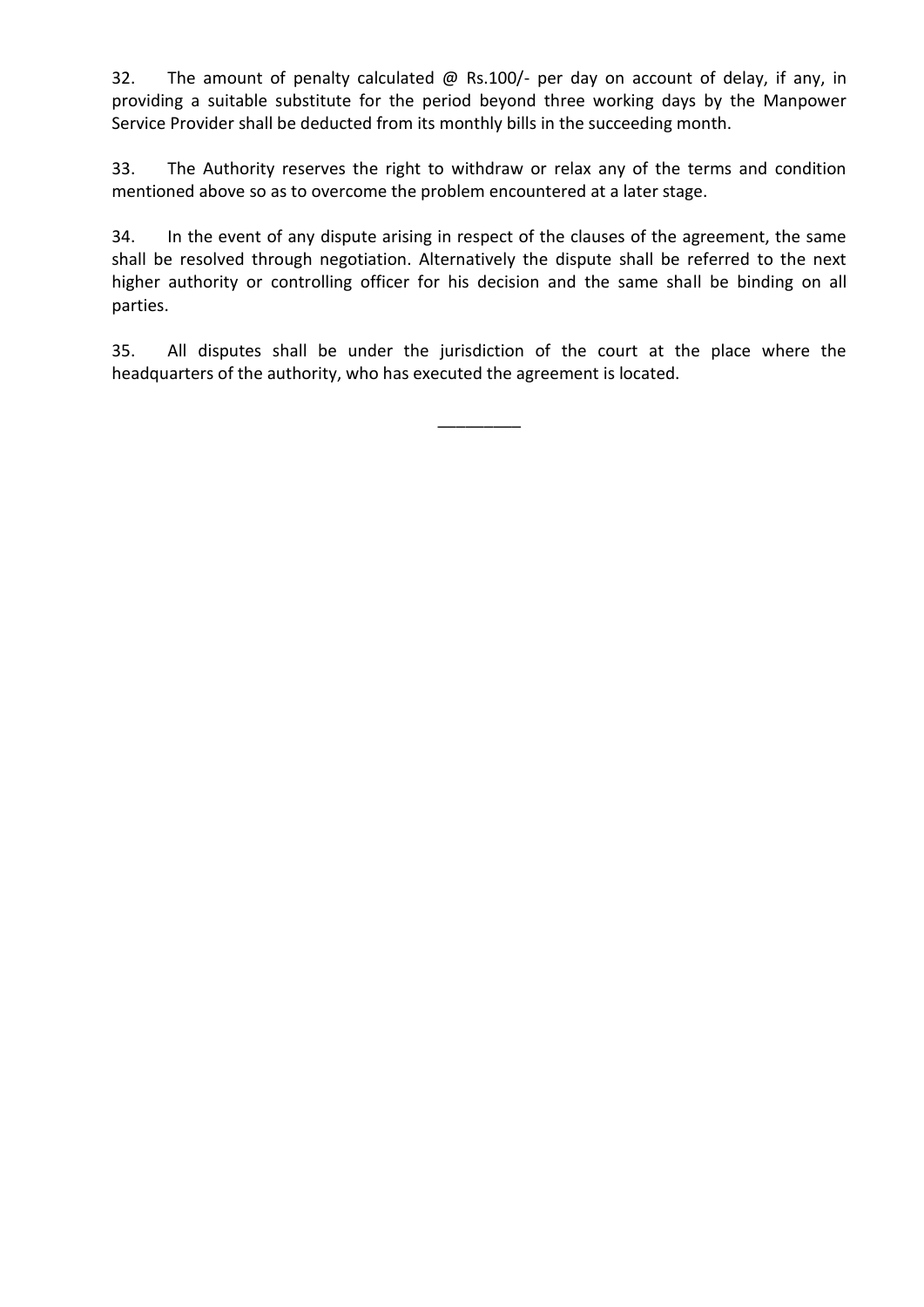32. The amount of penalty calculated @ Rs.100/- per day on account of delay, if any, in providing a suitable substitute for the period beyond three working days by the Manpower Service Provider shall be deducted from its monthly bills in the succeeding month.

33. The Authority reserves the right to withdraw or relax any of the terms and condition mentioned above so as to overcome the problem encountered at a later stage.

34. In the event of any dispute arising in respect of the clauses of the agreement, the same shall be resolved through negotiation. Alternatively the dispute shall be referred to the next higher authority or controlling officer for his decision and the same shall be binding on all parties.

35. All disputes shall be under the jurisdiction of the court at the place where the headquarters of the authority, who has executed the agreement is located.

\_\_\_\_\_\_\_\_\_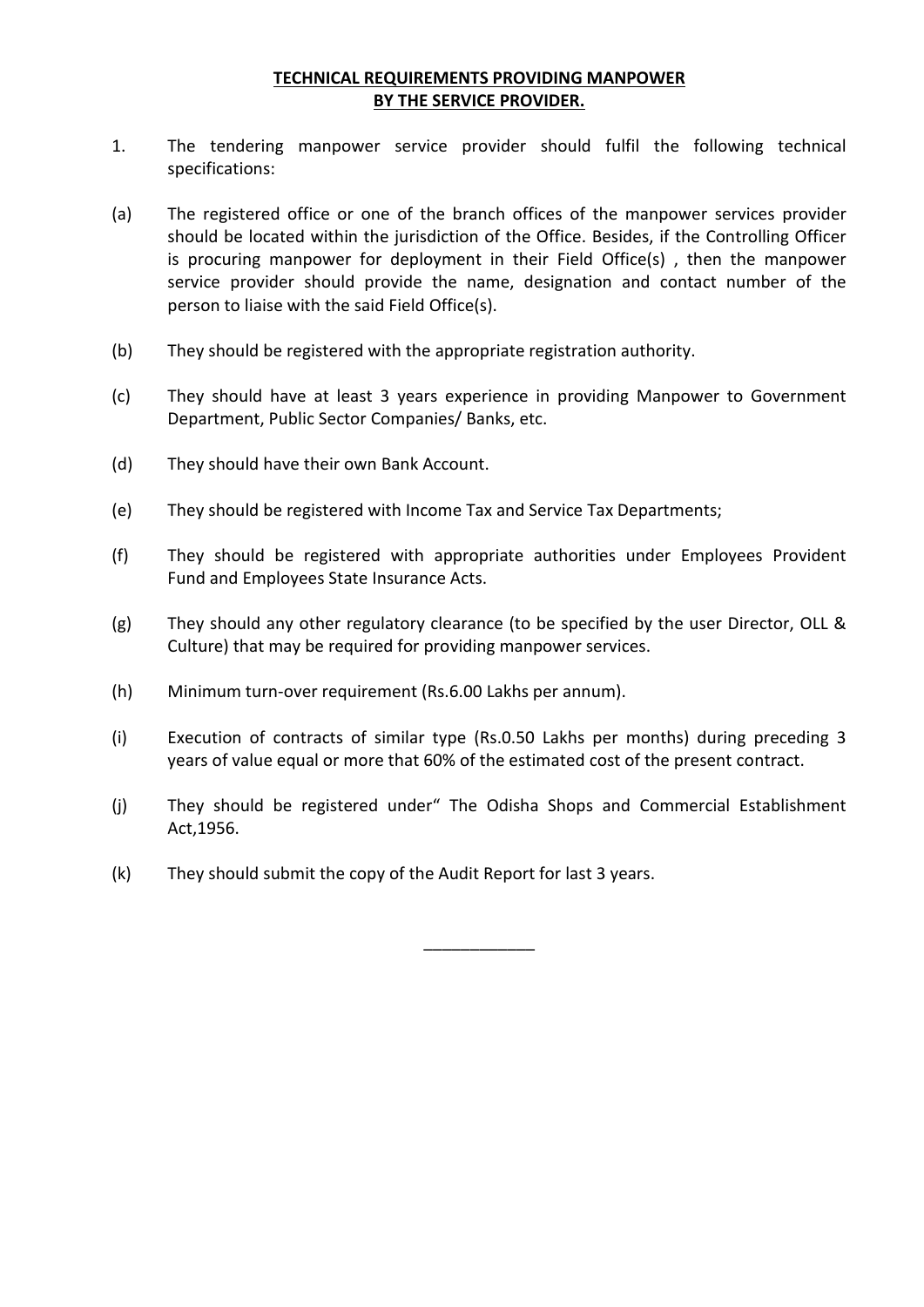**TECHNICAL REQUIREMENTS PROVIDING MANPOWER BY THE SERVICE PROVIDER.**

1. The tendering manpower service provider should fulfil the following technical specifications:

(a) The registered office or one of the branch offices of the manpower services provider should be located within the jurisdiction of the Office. Besides, if the Controlling Officer is procuring manpower for deployment in their Field Office(s) , then the manpower service provider should provide the name, designation and contact number of the person to liaise with the said Field Office(s).

(b) They should be registered with the appropriate registration authority.

(c) They should have at least 3 years experience in providing Manpower to Government Department, Public Sector Companies/ Banks, etc.

(d) They should have their own Bank Account.

(e) They should be registered with Income Tax and Service Tax Departments;

(f) They should be registered with appropriate authorities under Employees Provident Fund and Employees State Insurance Acts.

(g) They should any other regulatory clearance (to be specified by the user Director, OLL & Culture) that may be required for providing manpower services.

(h) Minimum turn-over requirement (Rs.6.00 Lakhs per annum).

(i) Execution of contracts of similar type (Rs.0.50 Lakhs per months) during preceding 3 years of value equal or more that 60% of the estimated cost of the present contract.

(j) They should be registered under" The Odisha Shops and Commercial Establishment Act,1956.

(k) They should submit the copy of the Audit Report for last 3 years.

\_\_\_\_\_\_\_\_\_\_\_\_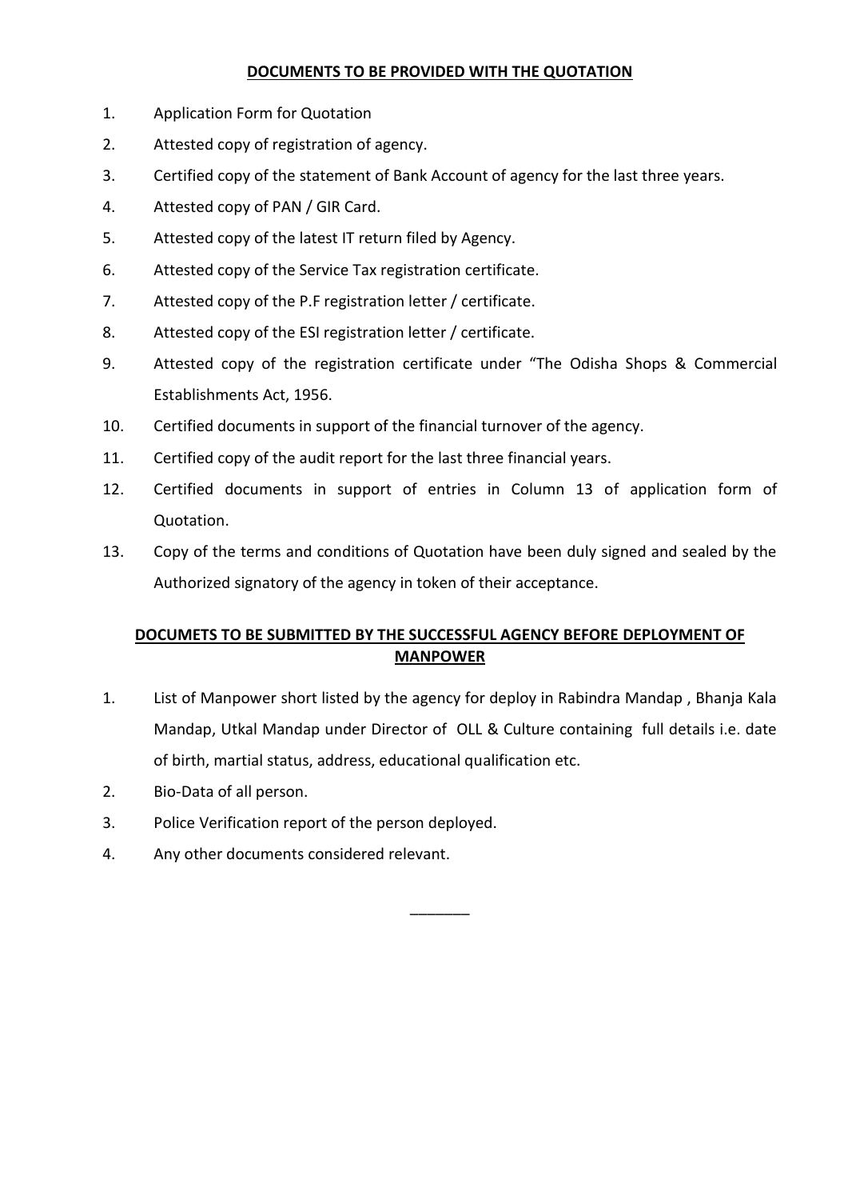## DOCUMENTS TO BE PROVIDED WITH THE QUOTATION

1. Application Form for Quotation
2. Attested copy of registration of agency.
3. Certified copy of the statement of Bank Account of agency for the last three years.
4. Attested copy of PAN / GIR Card.
5. Attested copy of the latest IT return filed by Agency.
6. Attested copy of the Service Tax registration certificate.
7. Attested copy of the P.F registration letter / certificate.
8. Attested copy of the ESI registration letter / certificate.
9. Attested copy of the registration certificate under "The Odisha Shops & Commercial Establishments Act, 1956.
10. Certified documents in support of the financial turnover of the agency.
11. Certified copy of the audit report for the last three financial years.
12. Certified documents in support of entries in Column 13 of application form of Quotation.
13. Copy of the terms and conditions of Quotation have been duly signed and sealed by the Authorized signatory of the agency in token of their acceptance.

## DOCUMETS TO BE SUBMITTED BY THE SUCCESSFUL AGENCY BEFORE DEPLOYMENT OF MANPOWER

1. List of Manpower short listed by the agency for deploy in Rabindra Mandap , Bhanja Kala Mandap, Utkal Mandap under Director of OLL & Culture containing full details i.e. date of birth, martial status, address, educational qualification etc.
2. Bio-Data of all person.
3. Police Verification report of the person deployed.
4. Any other documents considered relevant.

_______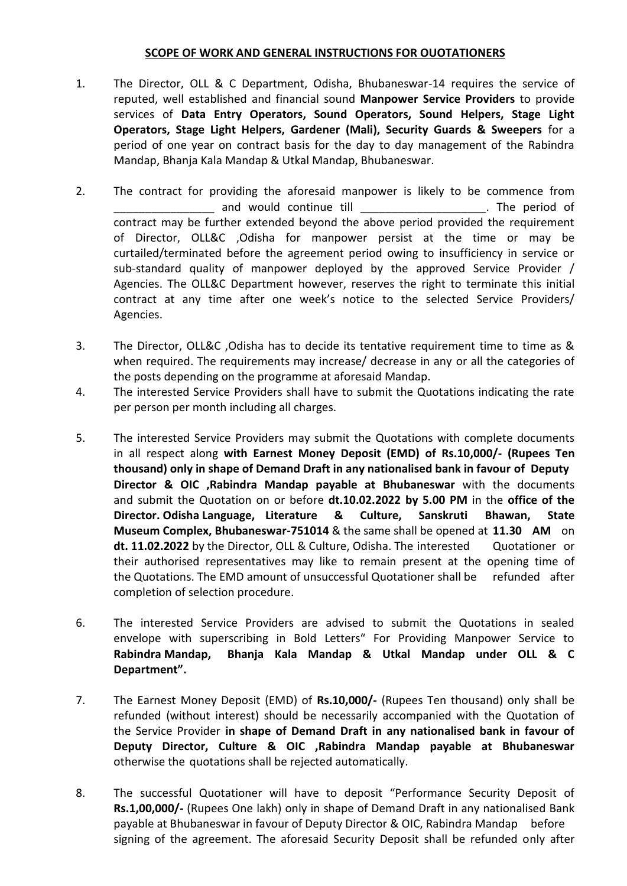## SCOPE OF WORK AND GENERAL INSTRUCTIONS FOR OUOTATIONERS

1. The Director, OLL & C Department, Odisha, Bhubaneswar-14 requires the service of reputed, well established and financial sound **Manpower Service Providers** to provide services of **Data Entry Operators, Sound Operators, Sound Helpers, Stage Light Operators, Stage Light Helpers, Gardener (Mali), Security Guards & Sweepers** for a period of one year on contract basis for the day to day management of the Rabindra Mandap, Bhanja Kala Mandap & Utkal Mandap, Bhubaneswar.

2. The contract for providing the aforesaid manpower is likely to be commence from ________________ and would continue till ____________________. The period of contract may be further extended beyond the above period provided the requirement of Director, OLL&C ,Odisha for manpower persist at the time or may be curtailed/terminated before the agreement period owing to insufficiency in service or sub-standard quality of manpower deployed by the approved Service Provider / Agencies. The OLL&C Department however, reserves the right to terminate this initial contract at any time after one week's notice to the selected Service Providers/ Agencies.

3. The Director, OLL&C ,Odisha has to decide its tentative requirement time to time as & when required. The requirements may increase/ decrease in any or all the categories of the posts depending on the programme at aforesaid Mandap.

4. The interested Service Providers shall have to submit the Quotations indicating the rate per person per month including all charges.

5. The interested Service Providers may submit the Quotations with complete documents in all respect along **with Earnest Money Deposit (EMD) of Rs.10,000/- (Rupees Ten thousand) only in shape of Demand Draft in any nationalised bank in favour of Deputy Director & OIC ,Rabindra Mandap payable at Bhubaneswar** with the documents and submit the Quotation on or before **dt.10.02.2022 by 5.00 PM** in the **office of the Director. Odisha Language, Literature & Culture, Sanskruti Bhawan, State Museum Complex, Bhubaneswar-751014** & the same shall be opened at **11.30 AM** on **dt. 11.02.2022** by the Director, OLL & Culture, Odisha. The interested Quotationer or their authorised representatives may like to remain present at the opening time of the Quotations. The EMD amount of unsuccessful Quotationer shall be refunded after completion of selection procedure.

6. The interested Service Providers are advised to submit the Quotations in sealed envelope with superscribing in Bold Letters" For Providing Manpower Service to **Rabindra Mandap, Bhanja Kala Mandap & Utkal Mandap under OLL & C Department".**

7. The Earnest Money Deposit (EMD) of **Rs.10,000/-** (Rupees Ten thousand) only shall be refunded (without interest) should be necessarily accompanied with the Quotation of the Service Provider **in shape of Demand Draft in any nationalised bank in favour of Deputy Director, Culture & OIC ,Rabindra Mandap payable at Bhubaneswar** otherwise the quotations shall be rejected automatically.

8. The successful Quotationer will have to deposit "Performance Security Deposit of **Rs.1,00,000/-** (Rupees One lakh) only in shape of Demand Draft in any nationalised Bank payable at Bhubaneswar in favour of Deputy Director & OIC, Rabindra Mandap before signing of the agreement. The aforesaid Security Deposit shall be refunded only after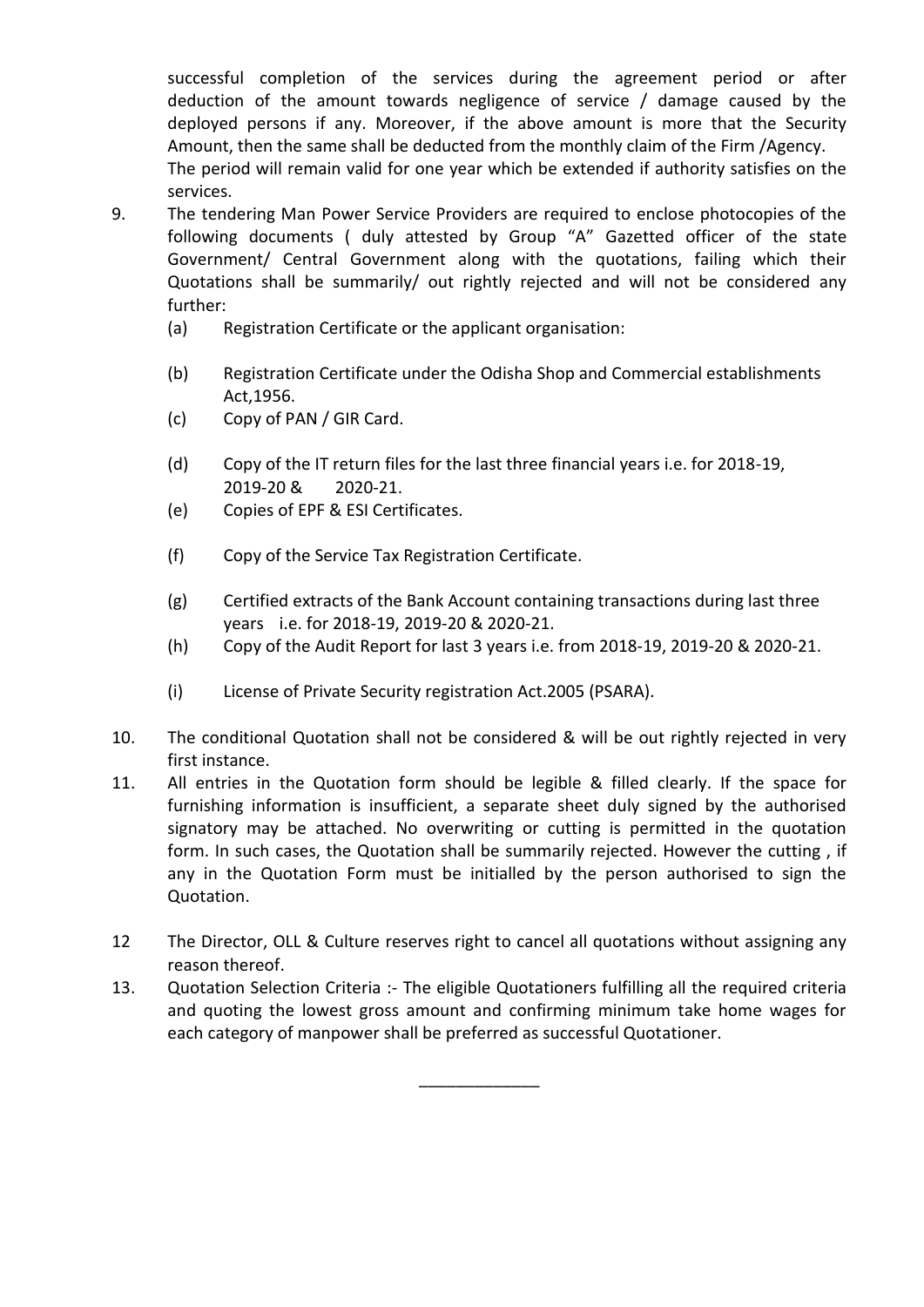successful completion of the services during the agreement period or after deduction of the amount towards negligence of service / damage caused by the deployed persons if any. Moreover, if the above amount is more that the Security Amount, then the same shall be deducted from the monthly claim of the Firm /Agency.

The period will remain valid for one year which be extended if authority satisfies on the services.

9. The tendering Man Power Service Providers are required to enclose photocopies of the following documents ( duly attested by Group "A" Gazetted officer of the state Government/ Central Government along with the quotations, failing which their Quotations shall be summarily/ out rightly rejected and will not be considered any further:
   - (a) Registration Certificate or the applicant organisation:
   - (b) Registration Certificate under the Odisha Shop and Commercial establishments Act,1956.
   - (c) Copy of PAN / GIR Card.
   - (d) Copy of the IT return files for the last three financial years i.e. for 2018-19, 2019-20 & 2020-21.
   - (e) Copies of EPF & ESI Certificates.
   - (f) Copy of the Service Tax Registration Certificate.
   - (g) Certified extracts of the Bank Account containing transactions during last three years i.e. for 2018-19, 2019-20 & 2020-21.
   - (h) Copy of the Audit Report for last 3 years i.e. from 2018-19, 2019-20 & 2020-21.
   - (i) License of Private Security registration Act.2005 (PSARA).
10. The conditional Quotation shall not be considered & will be out rightly rejected in very first instance.
11. All entries in the Quotation form should be legible & filled clearly. If the space for furnishing information is insufficient, a separate sheet duly signed by the authorised signatory may be attached. No overwriting or cutting is permitted in the quotation form. In such cases, the Quotation shall be summarily rejected. However the cutting , if any in the Quotation Form must be initialled by the person authorised to sign the Quotation.
12. The Director, OLL & Culture reserves right to cancel all quotations without assigning any reason thereof.
13. Quotation Selection Criteria :- The eligible Quotationers fulfilling all the required criteria and quoting the lowest gross amount and confirming minimum take home wages for each category of manpower shall be preferred as successful Quotationer.

_____________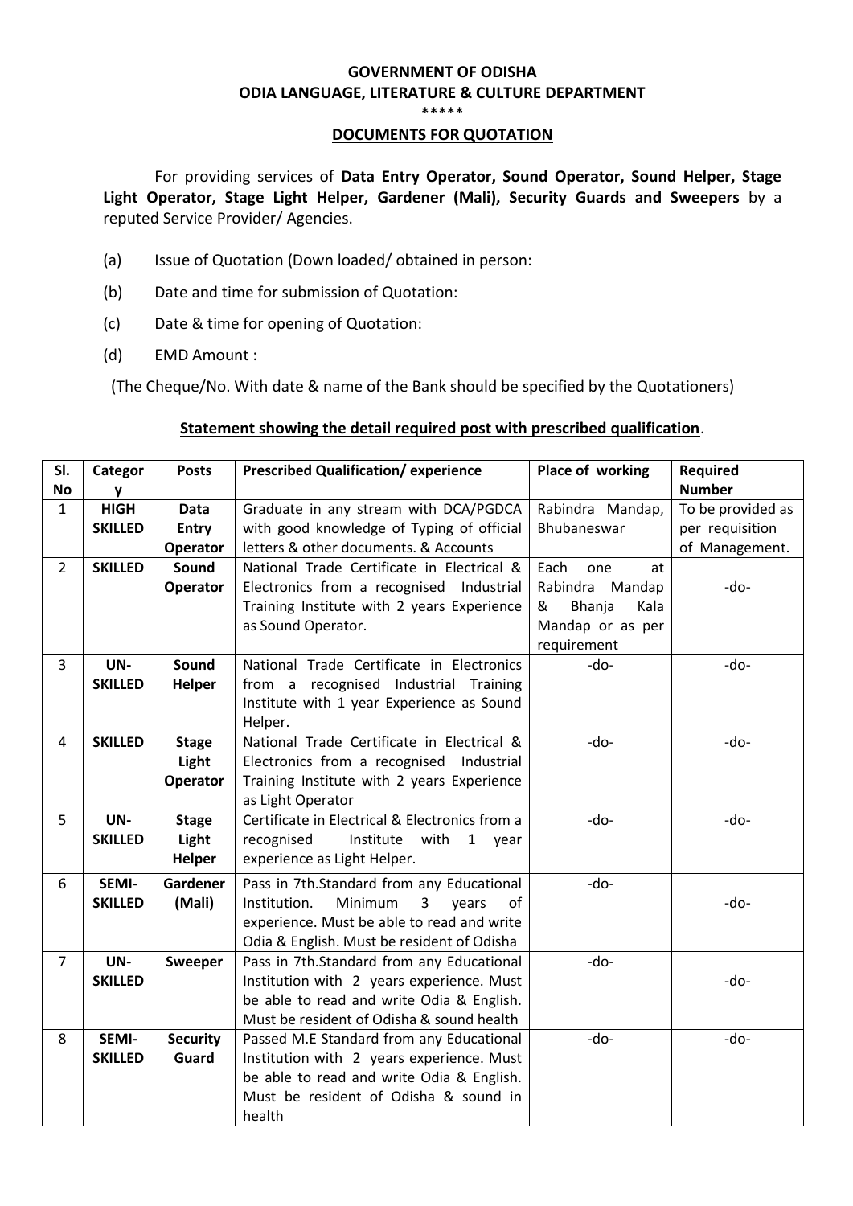**GOVERNMENT OF ODISHA**
**ODIA LANGUAGE, LITERATURE & CULTURE DEPARTMENT**
\*\*\*\*\*

**DOCUMENTS FOR QUOTATION**

For providing services of **Data Entry Operator, Sound Operator, Sound Helper, Stage Light Operator, Stage Light Helper, Gardener (Mali), Security Guards and Sweepers** by a reputed Service Provider/ Agencies.

(a) Issue of Quotation (Down loaded/ obtained in person:

(b) Date and time for submission of Quotation:

(c) Date & time for opening of Quotation:

(d) EMD Amount :

(The Cheque/No. With date & name of the Bank should be specified by the Quotationers)

**Statement showing the detail required post with prescribed qualification**.

| Sl. No | Category | Posts | Prescribed Qualification/ experience | Place of working | Required Number |
|---|---|---|---|---|---|
| 1 | **HIGH SKILLED** | **Data Entry Operator** | Graduate in any stream with DCA/PGDCA with good knowledge of Typing of official letters & other documents. & Accounts | Rabindra Mandap, Bhubaneswar | To be provided as per requisition of Management. |
| 2 | **SKILLED** | **Sound Operator** | National Trade Certificate in Electrical & Electronics from a recognised Industrial Training Institute with 2 years Experience as Sound Operator. | Each one at Rabindra Mandap & Bhanja Kala Mandap or as per requirement | -do- |
| 3 | **UN-SKILLED** | **Sound Helper** | National Trade Certificate in Electronics from a recognised Industrial Training Institute with 1 year Experience as Sound Helper. | -do- | -do- |
| 4 | **SKILLED** | **Stage Light Operator** | National Trade Certificate in Electrical & Electronics from a recognised Industrial Training Institute with 2 years Experience as Light Operator | -do- | -do- |
| 5 | **UN-SKILLED** | **Stage Light Helper** | Certificate in Electrical & Electronics from a recognised Institute with 1 year experience as Light Helper. | -do- | -do- |
| 6 | **SEMI-SKILLED** | **Gardener (Mali)** | Pass in 7th.Standard from any Educational Institution. Minimum 3 years of experience. Must be able to read and write Odia & English. Must be resident of Odisha | -do- | -do- |
| 7 | **UN-SKILLED** | **Sweeper** | Pass in 7th.Standard from any Educational Institution with 2 years experience. Must be able to read and write Odia & English. Must be resident of Odisha & sound health | -do- | -do- |
| 8 | **SEMI-SKILLED** | **Security Guard** | Passed M.E Standard from any Educational Institution with 2 years experience. Must be able to read and write Odia & English. Must be resident of Odisha & sound in health | -do- | -do- |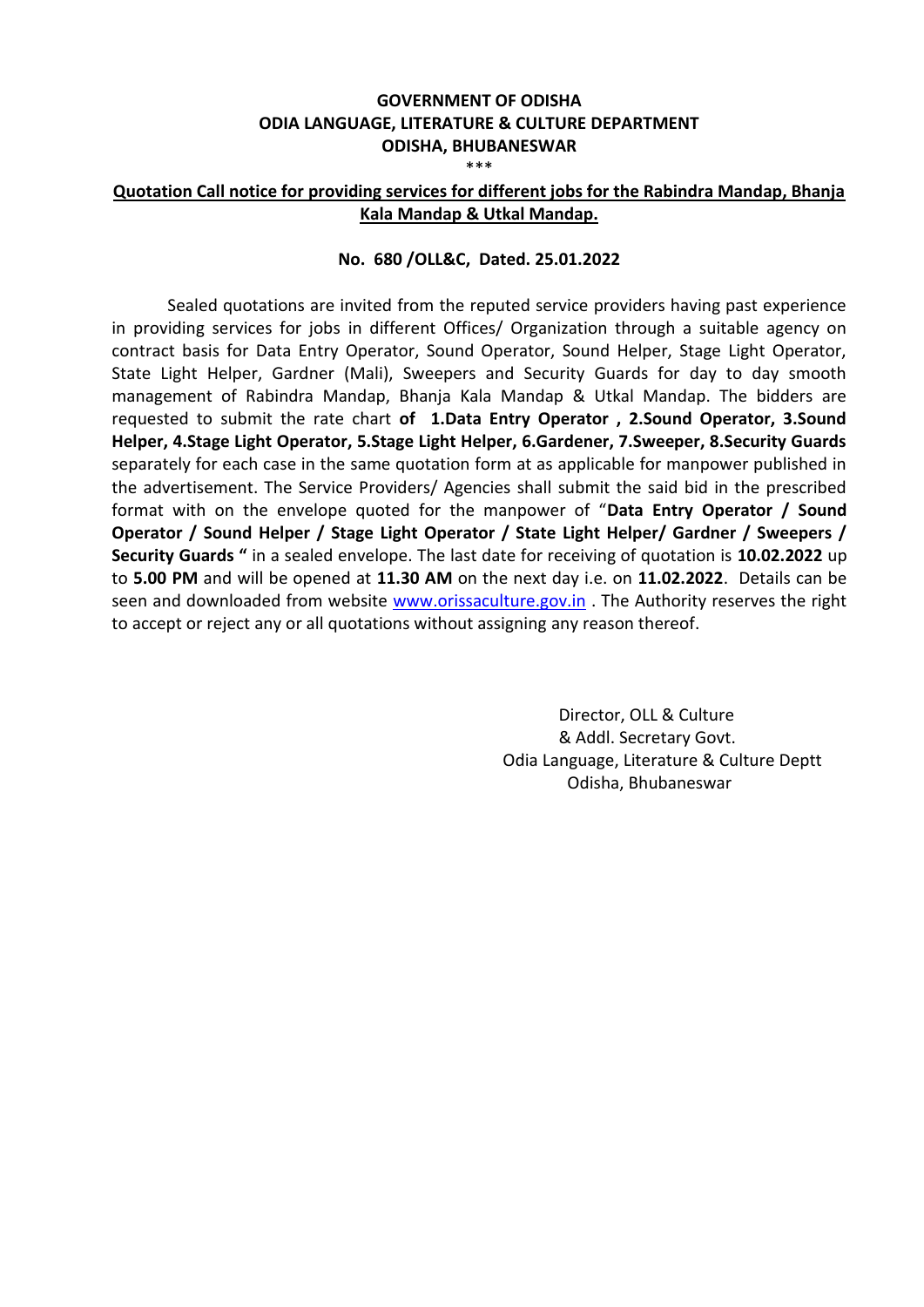**GOVERNMENT OF ODISHA**
**ODIA LANGUAGE, LITERATURE & CULTURE DEPARTMENT**
**ODISHA, BHUBANESWAR**

\*\*\*

**Quotation Call notice for providing services for different jobs for the Rabindra Mandap, Bhanja Kala Mandap & Utkal Mandap.**

**No. 680 /OLL&C, Dated. 25.01.2022**

Sealed quotations are invited from the reputed service providers having past experience in providing services for jobs in different Offices/ Organization through a suitable agency on contract basis for Data Entry Operator, Sound Operator, Sound Helper, Stage Light Operator, State Light Helper, Gardner (Mali), Sweepers and Security Guards for day to day smooth management of Rabindra Mandap, Bhanja Kala Mandap & Utkal Mandap. The bidders are requested to submit the rate chart **of 1.Data Entry Operator , 2.Sound Operator, 3.Sound Helper, 4.Stage Light Operator, 5.Stage Light Helper, 6.Gardener, 7.Sweeper, 8.Security Guards** separately for each case in the same quotation form at as applicable for manpower published in the advertisement. The Service Providers/ Agencies shall submit the said bid in the prescribed format with on the envelope quoted for the manpower of "**Data Entry Operator / Sound Operator / Sound Helper / Stage Light Operator / State Light Helper/ Gardner / Sweepers / Security Guards "** in a sealed envelope. The last date for receiving of quotation is **10.02.2022** up to **5.00 PM** and will be opened at **11.30 AM** on the next day i.e. on **11.02.2022**. Details can be seen and downloaded from website www.orissaculture.gov.in . The Authority reserves the right to accept or reject any or all quotations without assigning any reason thereof.

Director, OLL & Culture
& Addl. Secretary Govt.
Odia Language, Literature & Culture Deptt
Odisha, Bhubaneswar